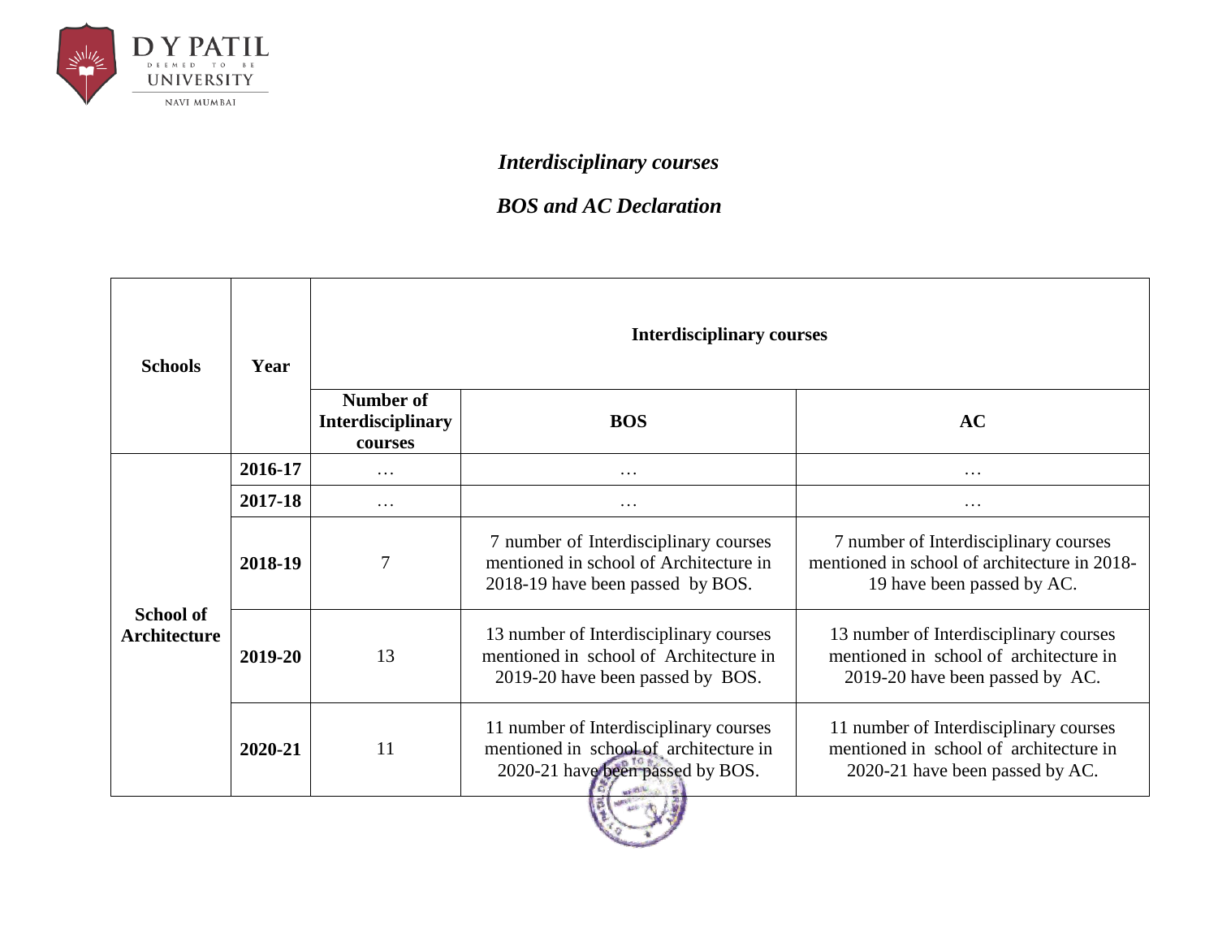*Interdisciplinary courses*

*BOS and AC Declaration*

| Schools | Year | Interdisciplinary courses | | |
|---|---|---|---|---|
| | | **Number of Interdisciplinary courses** | **BOS** | **AC** |
| **School of Architecture** | **2016-17** | … | … | … |
| | **2017-18** | … | … | … |
| | **2018-19** | 7 | 7 number of Interdisciplinary courses mentioned in school of Architecture in 2018-19 have been passed by BOS. | 7 number of Interdisciplinary courses mentioned in school of architecture in 2018-19 have been passed by AC. |
| | **2019-20** | 13 | 13 number of Interdisciplinary courses mentioned in school of Architecture in 2019-20 have been passed by BOS. | 13 number of Interdisciplinary courses mentioned in school of architecture in 2019-20 have been passed by AC. |
| | **2020-21** | 11 | 11 number of Interdisciplinary courses mentioned in school of architecture in 2020-21 have been passed by BOS. | 11 number of Interdisciplinary courses mentioned in school of architecture in 2020-21 have been passed by AC. |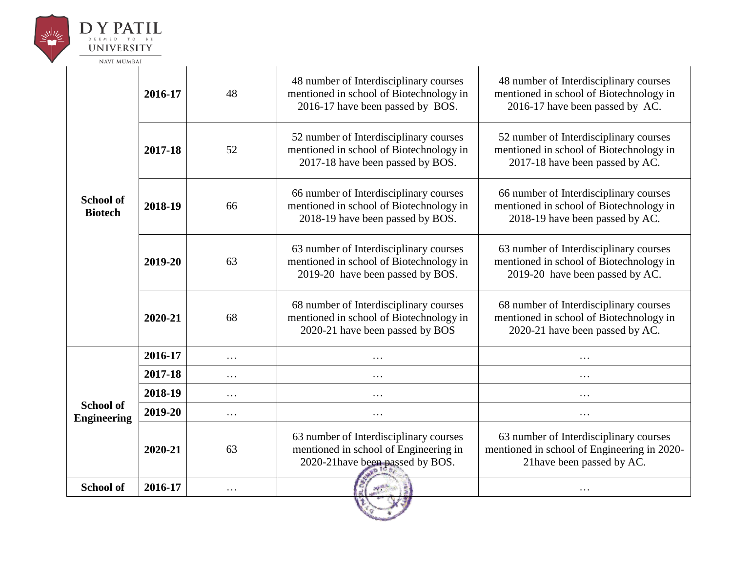| | | | | |
|---|---|---|---|---|
| **School of Biotech** | **2016-17** | 48 | 48 number of Interdisciplinary courses mentioned in school of Biotechnology in 2016-17 have been passed by BOS. | 48 number of Interdisciplinary courses mentioned in school of Biotechnology in 2016-17 have been passed by AC. |
| | **2017-18** | 52 | 52 number of Interdisciplinary courses mentioned in school of Biotechnology in 2017-18 have been passed by BOS. | 52 number of Interdisciplinary courses mentioned in school of Biotechnology in 2017-18 have been passed by AC. |
| | **2018-19** | 66 | 66 number of Interdisciplinary courses mentioned in school of Biotechnology in 2018-19 have been passed by BOS. | 66 number of Interdisciplinary courses mentioned in school of Biotechnology in 2018-19 have been passed by AC. |
| | **2019-20** | 63 | 63 number of Interdisciplinary courses mentioned in school of Biotechnology in 2019-20 have been passed by BOS. | 63 number of Interdisciplinary courses mentioned in school of Biotechnology in 2019-20 have been passed by AC. |
| | **2020-21** | 68 | 68 number of Interdisciplinary courses mentioned in school of Biotechnology in 2020-21 have been passed by BOS | 68 number of Interdisciplinary courses mentioned in school of Biotechnology in 2020-21 have been passed by AC. |
| **School of Engineering** | **2016-17** | … | … | … |
| | **2017-18** | … | … | … |
| | **2018-19** | … | … | … |
| | **2019-20** | … | … | … |
| | **2020-21** | 63 | 63 number of Interdisciplinary courses mentioned in school of Engineering in 2020-21have been passed by BOS. | 63 number of Interdisciplinary courses mentioned in school of Engineering in 2020-21have been passed by AC. |
| **School of** | **2016-17** | … | … | … |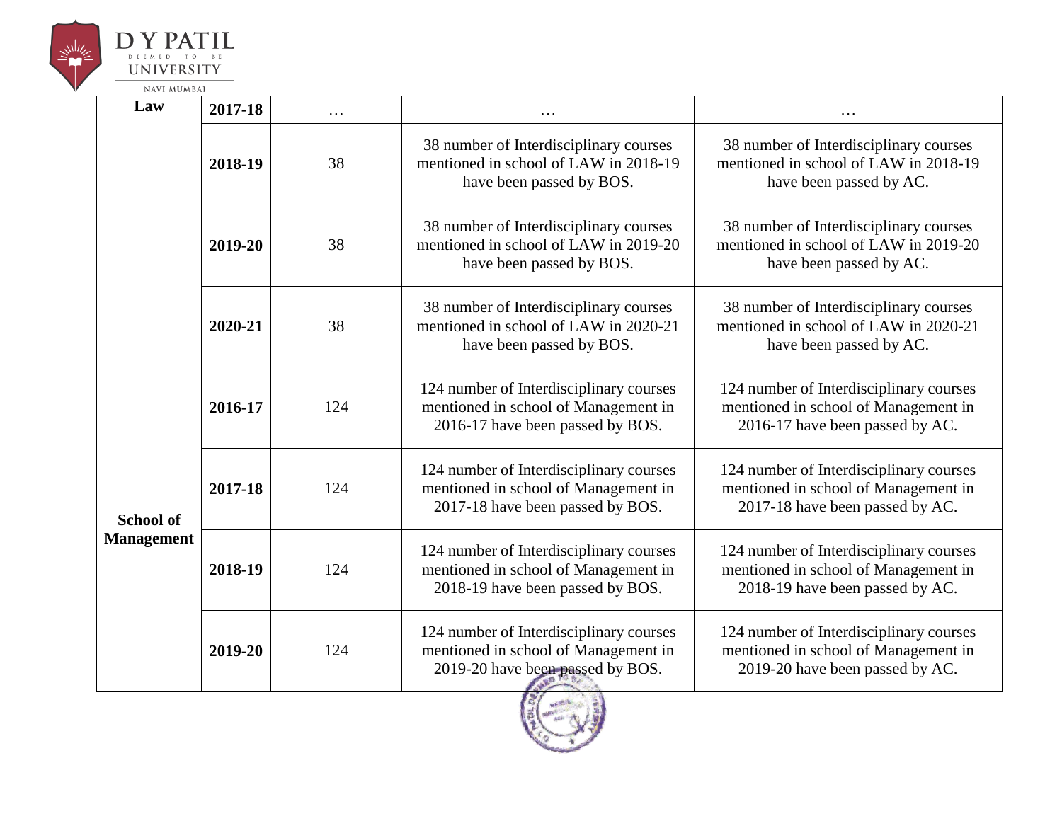| Law | 2017-18 | … | … | … |
|---|---|---|---|---|
| | 2018-19 | 38 | 38 number of Interdisciplinary courses mentioned in school of LAW in 2018-19 have been passed by BOS. | 38 number of Interdisciplinary courses mentioned in school of LAW in 2018-19 have been passed by AC. |
| | 2019-20 | 38 | 38 number of Interdisciplinary courses mentioned in school of LAW in 2019-20 have been passed by BOS. | 38 number of Interdisciplinary courses mentioned in school of LAW in 2019-20 have been passed by AC. |
| | 2020-21 | 38 | 38 number of Interdisciplinary courses mentioned in school of LAW in 2020-21 have been passed by BOS. | 38 number of Interdisciplinary courses mentioned in school of LAW in 2020-21 have been passed by AC. |
| School of Management | 2016-17 | 124 | 124 number of Interdisciplinary courses mentioned in school of Management in 2016-17 have been passed by BOS. | 124 number of Interdisciplinary courses mentioned in school of Management in 2016-17 have been passed by AC. |
| | 2017-18 | 124 | 124 number of Interdisciplinary courses mentioned in school of Management in 2017-18 have been passed by BOS. | 124 number of Interdisciplinary courses mentioned in school of Management in 2017-18 have been passed by AC. |
| | 2018-19 | 124 | 124 number of Interdisciplinary courses mentioned in school of Management in 2018-19 have been passed by BOS. | 124 number of Interdisciplinary courses mentioned in school of Management in 2018-19 have been passed by AC. |
| | 2019-20 | 124 | 124 number of Interdisciplinary courses mentioned in school of Management in 2019-20 have been passed by BOS. | 124 number of Interdisciplinary courses mentioned in school of Management in 2019-20 have been passed by AC. |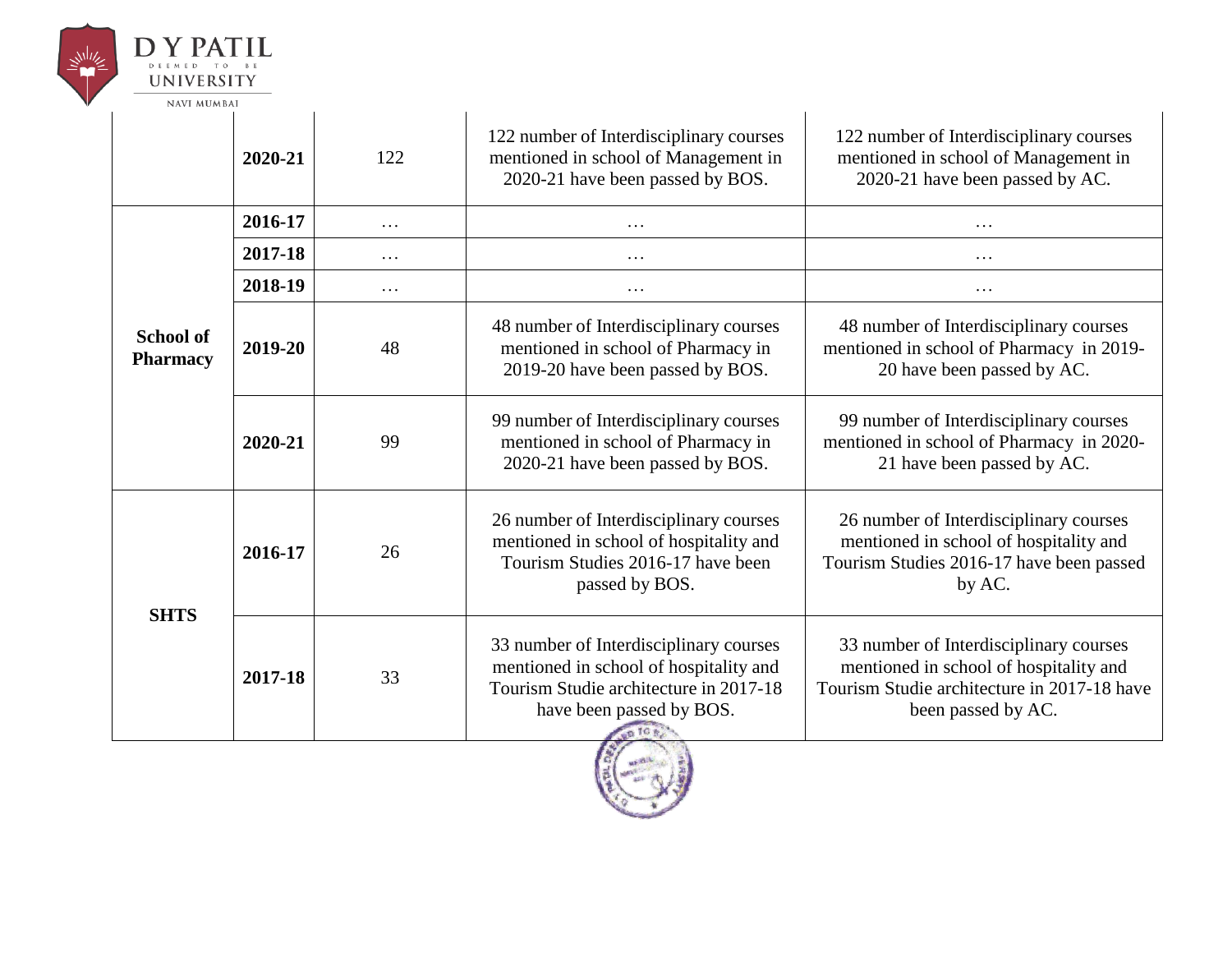| | 2020-21 | 122 | 122 number of Interdisciplinary courses mentioned in school of Management in 2020-21 have been passed by BOS. | 122 number of Interdisciplinary courses mentioned in school of Management in 2020-21 have been passed by AC. |
|---|---|---|---|---|
| **School of Pharmacy** | **2016-17** | … | … | … |
| | **2017-18** | … | … | … |
| | **2018-19** | … | … | … |
| | **2019-20** | 48 | 48 number of Interdisciplinary courses mentioned in school of Pharmacy in 2019-20 have been passed by BOS. | 48 number of Interdisciplinary courses mentioned in school of Pharmacy in 2019-20 have been passed by AC. |
| | **2020-21** | 99 | 99 number of Interdisciplinary courses mentioned in school of Pharmacy in 2020-21 have been passed by BOS. | 99 number of Interdisciplinary courses mentioned in school of Pharmacy in 2020-21 have been passed by AC. |
| **SHTS** | **2016-17** | 26 | 26 number of Interdisciplinary courses mentioned in school of hospitality and Tourism Studies 2016-17 have been passed by BOS. | 26 number of Interdisciplinary courses mentioned in school of hospitality and Tourism Studies 2016-17 have been passed by AC. |
| | **2017-18** | 33 | 33 number of Interdisciplinary courses mentioned in school of hospitality and Tourism Studie architecture in 2017-18 have been passed by BOS. | 33 number of Interdisciplinary courses mentioned in school of hospitality and Tourism Studie architecture in 2017-18 have been passed by AC. |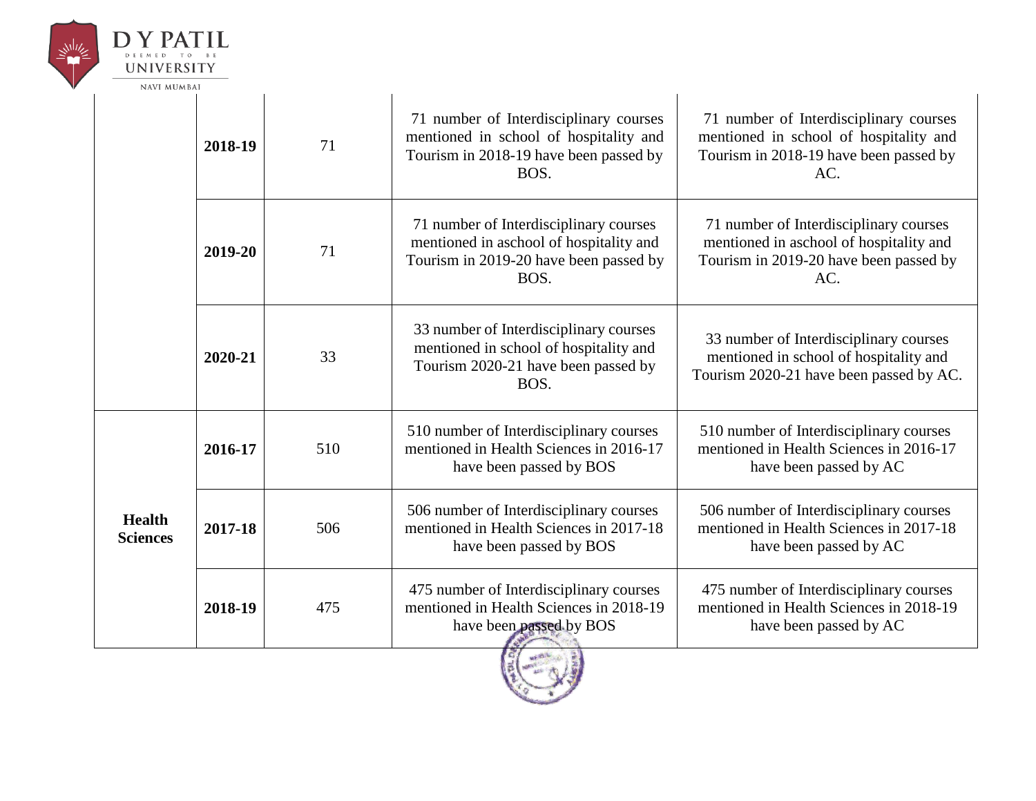|  |  |  |  |  |
|---|---|---|---|---|
|  | **2018-19** | 71 | 71 number of Interdisciplinary courses mentioned in school of hospitality and Tourism in 2018-19 have been passed by BOS. | 71 number of Interdisciplinary courses mentioned in school of hospitality and Tourism in 2018-19 have been passed by AC. |
|  | **2019-20** | 71 | 71 number of Interdisciplinary courses mentioned in aschool of hospitality and Tourism in 2019-20 have been passed by BOS. | 71 number of Interdisciplinary courses mentioned in aschool of hospitality and Tourism in 2019-20 have been passed by AC. |
|  | **2020-21** | 33 | 33 number of Interdisciplinary courses mentioned in school of hospitality and Tourism 2020-21 have been passed by BOS. | 33 number of Interdisciplinary courses mentioned in school of hospitality and Tourism 2020-21 have been passed by AC. |
| **Health Sciences** | **2016-17** | 510 | 510 number of Interdisciplinary courses mentioned in Health Sciences in 2016-17 have been passed by BOS | 510 number of Interdisciplinary courses mentioned in Health Sciences in 2016-17 have been passed by AC |
|  | **2017-18** | 506 | 506 number of Interdisciplinary courses mentioned in Health Sciences in 2017-18 have been passed by BOS | 506 number of Interdisciplinary courses mentioned in Health Sciences in 2017-18 have been passed by AC |
|  | **2018-19** | 475 | 475 number of Interdisciplinary courses mentioned in Health Sciences in 2018-19 have been passed by BOS | 475 number of Interdisciplinary courses mentioned in Health Sciences in 2018-19 have been passed by AC |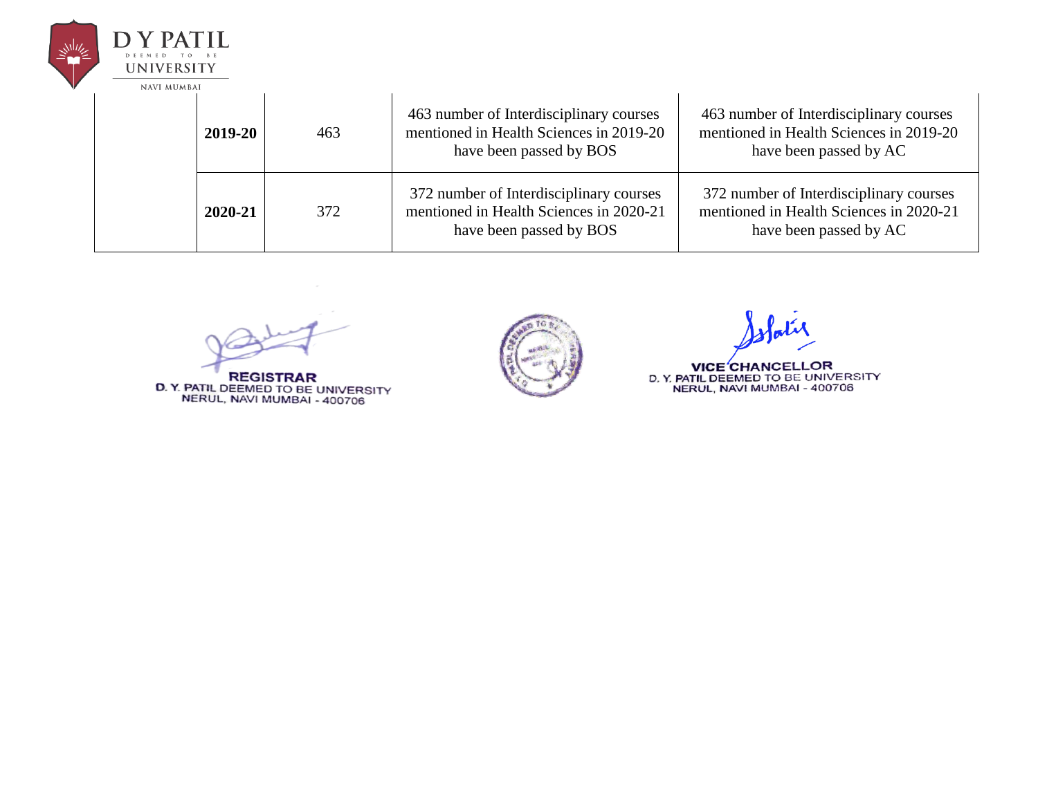| | | | | |
|---|---|---|---|---|
| | **2019-20** | 463 | 463 number of Interdisciplinary courses mentioned in Health Sciences in 2019-20 have been passed by BOS | 463 number of Interdisciplinary courses mentioned in Health Sciences in 2019-20 have been passed by AC |
| | **2020-21** | 372 | 372 number of Interdisciplinary courses mentioned in Health Sciences in 2020-21 have been passed by BOS | 372 number of Interdisciplinary courses mentioned in Health Sciences in 2020-21 have been passed by AC |

**REGISTRAR**
D. Y. PATIL DEEMED TO BE UNIVERSITY
NERUL, NAVI MUMBAI - 400706

**VICE CHANCELLOR**
D. Y. PATIL DEEMED TO BE UNIVERSITY
NERUL, NAVI MUMBAI - 400706